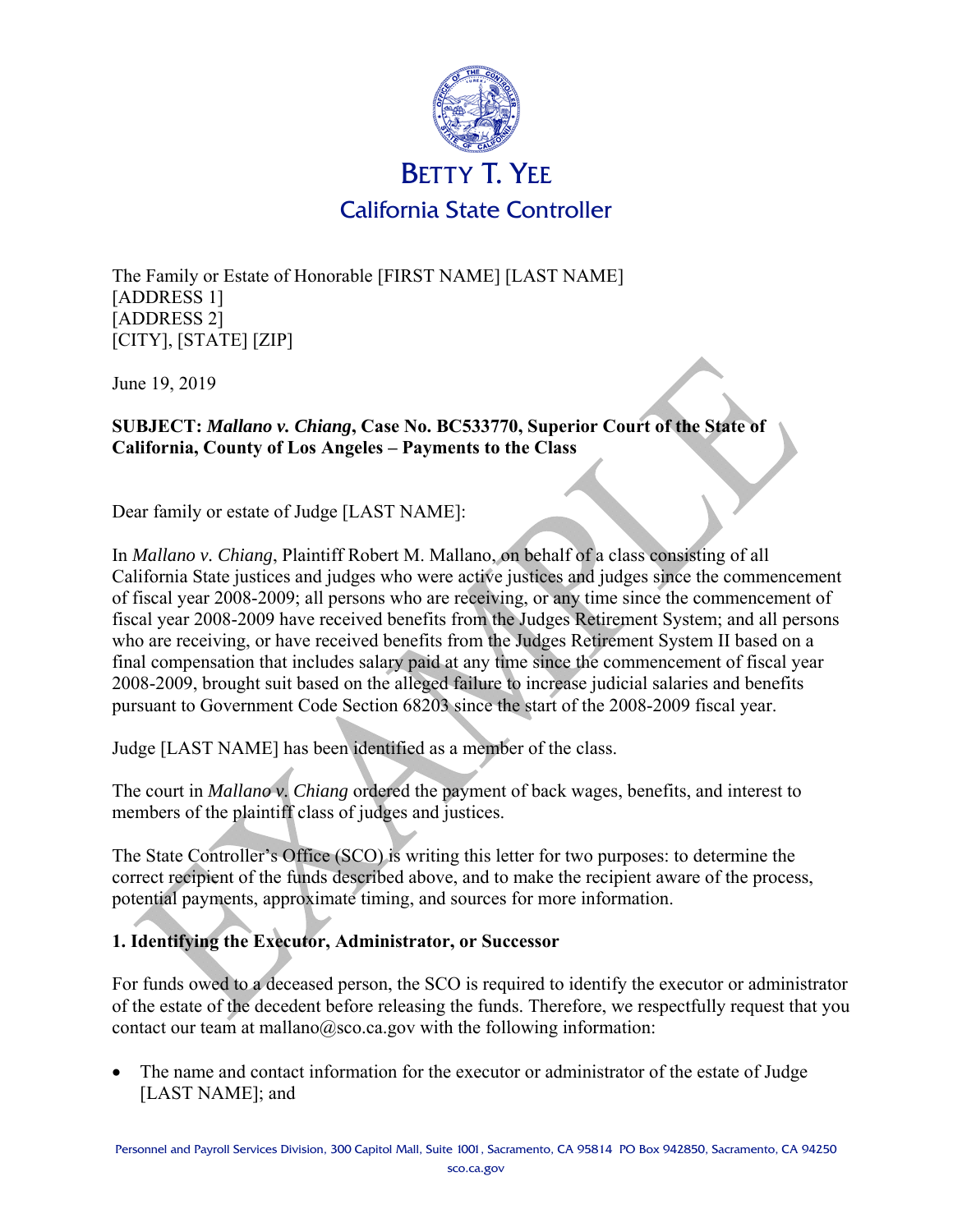# BETTY T. YEE
## California State Controller

The Family or Estate of Honorable [FIRST NAME] [LAST NAME]
[ADDRESS 1]
[ADDRESS 2]
[CITY], [STATE] [ZIP]

June 19, 2019

**SUBJECT: *Mallano v. Chiang*, Case No. BC533770, Superior Court of the State of California, County of Los Angeles – Payments to the Class**

Dear family or estate of Judge [LAST NAME]:

In *Mallano v. Chiang*, Plaintiff Robert M. Mallano, on behalf of a class consisting of all California State justices and judges who were active justices and judges since the commencement of fiscal year 2008-2009; all persons who are receiving, or any time since the commencement of fiscal year 2008-2009 have received benefits from the Judges Retirement System; and all persons who are receiving, or have received benefits from the Judges Retirement System II based on a final compensation that includes salary paid at any time since the commencement of fiscal year 2008-2009, brought suit based on the alleged failure to increase judicial salaries and benefits pursuant to Government Code Section 68203 since the start of the 2008-2009 fiscal year.

Judge [LAST NAME] has been identified as a member of the class.

The court in *Mallano v. Chiang* ordered the payment of back wages, benefits, and interest to members of the plaintiff class of judges and justices.

The State Controller's Office (SCO) is writing this letter for two purposes: to determine the correct recipient of the funds described above, and to make the recipient aware of the process, potential payments, approximate timing, and sources for more information.

### 1. Identifying the Executor, Administrator, or Successor

For funds owed to a deceased person, the SCO is required to identify the executor or administrator of the estate of the decedent before releasing the funds. Therefore, we respectfully request that you contact our team at mallano@sco.ca.gov with the following information:

- The name and contact information for the executor or administrator of the estate of Judge [LAST NAME]; and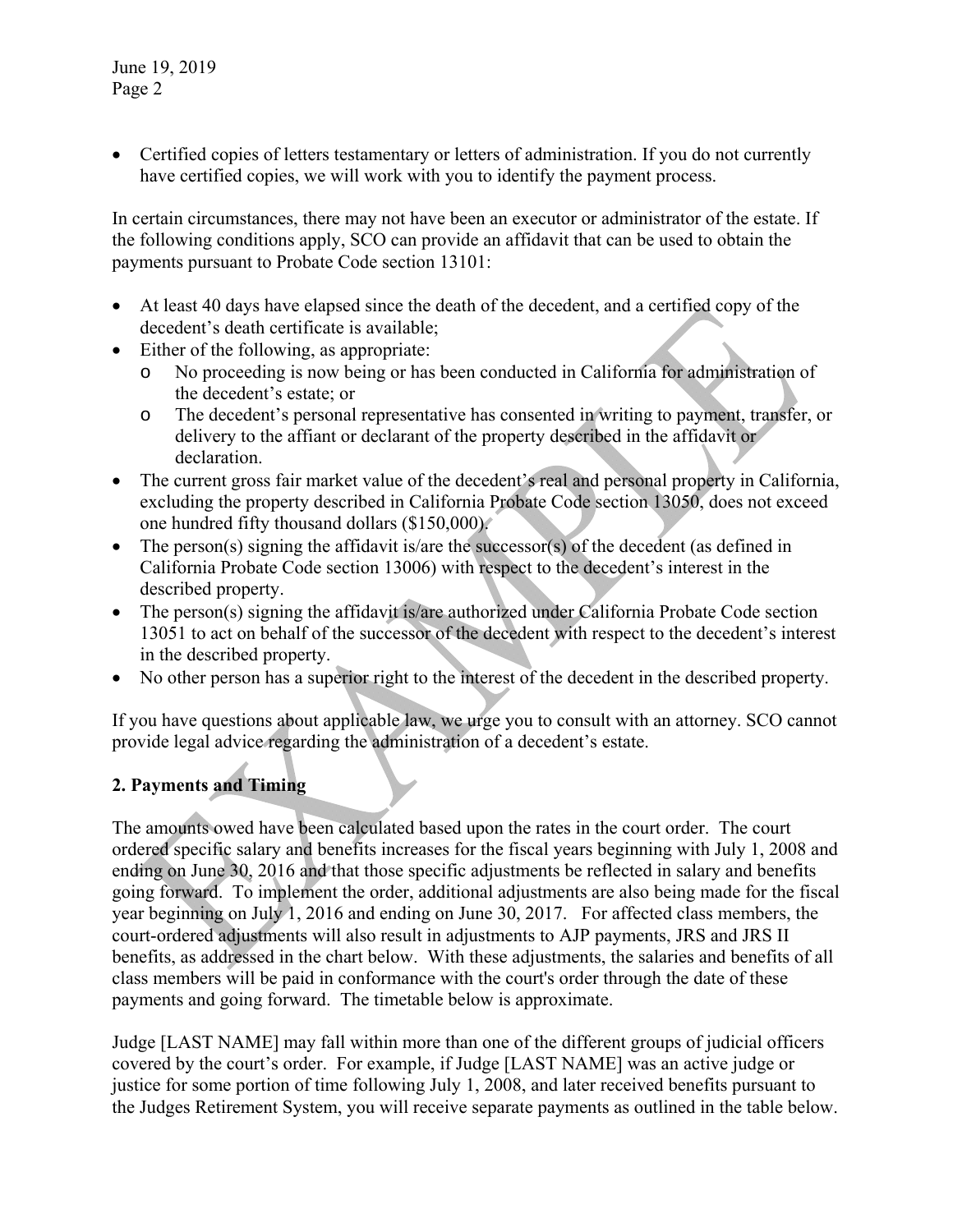- Certified copies of letters testamentary or letters of administration. If you do not currently have certified copies, we will work with you to identify the payment process.

In certain circumstances, there may not have been an executor or administrator of the estate. If the following conditions apply, SCO can provide an affidavit that can be used to obtain the payments pursuant to Probate Code section 13101:

- At least 40 days have elapsed since the death of the decedent, and a certified copy of the decedent's death certificate is available;
- Either of the following, as appropriate:
  - No proceeding is now being or has been conducted in California for administration of the decedent's estate; or
  - The decedent's personal representative has consented in writing to payment, transfer, or delivery to the affiant or declarant of the property described in the affidavit or declaration.
- The current gross fair market value of the decedent's real and personal property in California, excluding the property described in California Probate Code section 13050, does not exceed one hundred fifty thousand dollars ($150,000).
- The person(s) signing the affidavit is/are the successor(s) of the decedent (as defined in California Probate Code section 13006) with respect to the decedent's interest in the described property.
- The person(s) signing the affidavit is/are authorized under California Probate Code section 13051 to act on behalf of the successor of the decedent with respect to the decedent's interest in the described property.
- No other person has a superior right to the interest of the decedent in the described property.

If you have questions about applicable law, we urge you to consult with an attorney. SCO cannot provide legal advice regarding the administration of a decedent's estate.

**2. Payments and Timing**

The amounts owed have been calculated based upon the rates in the court order. The court ordered specific salary and benefits increases for the fiscal years beginning with July 1, 2008 and ending on June 30, 2016 and that those specific adjustments be reflected in salary and benefits going forward. To implement the order, additional adjustments are also being made for the fiscal year beginning on July 1, 2016 and ending on June 30, 2017. For affected class members, the court-ordered adjustments will also result in adjustments to AJP payments, JRS and JRS II benefits, as addressed in the chart below. With these adjustments, the salaries and benefits of all class members will be paid in conformance with the court's order through the date of these payments and going forward. The timetable below is approximate.

Judge [LAST NAME] may fall within more than one of the different groups of judicial officers covered by the court's order. For example, if Judge [LAST NAME] was an active judge or justice for some portion of time following July 1, 2008, and later received benefits pursuant to the Judges Retirement System, you will receive separate payments as outlined in the table below.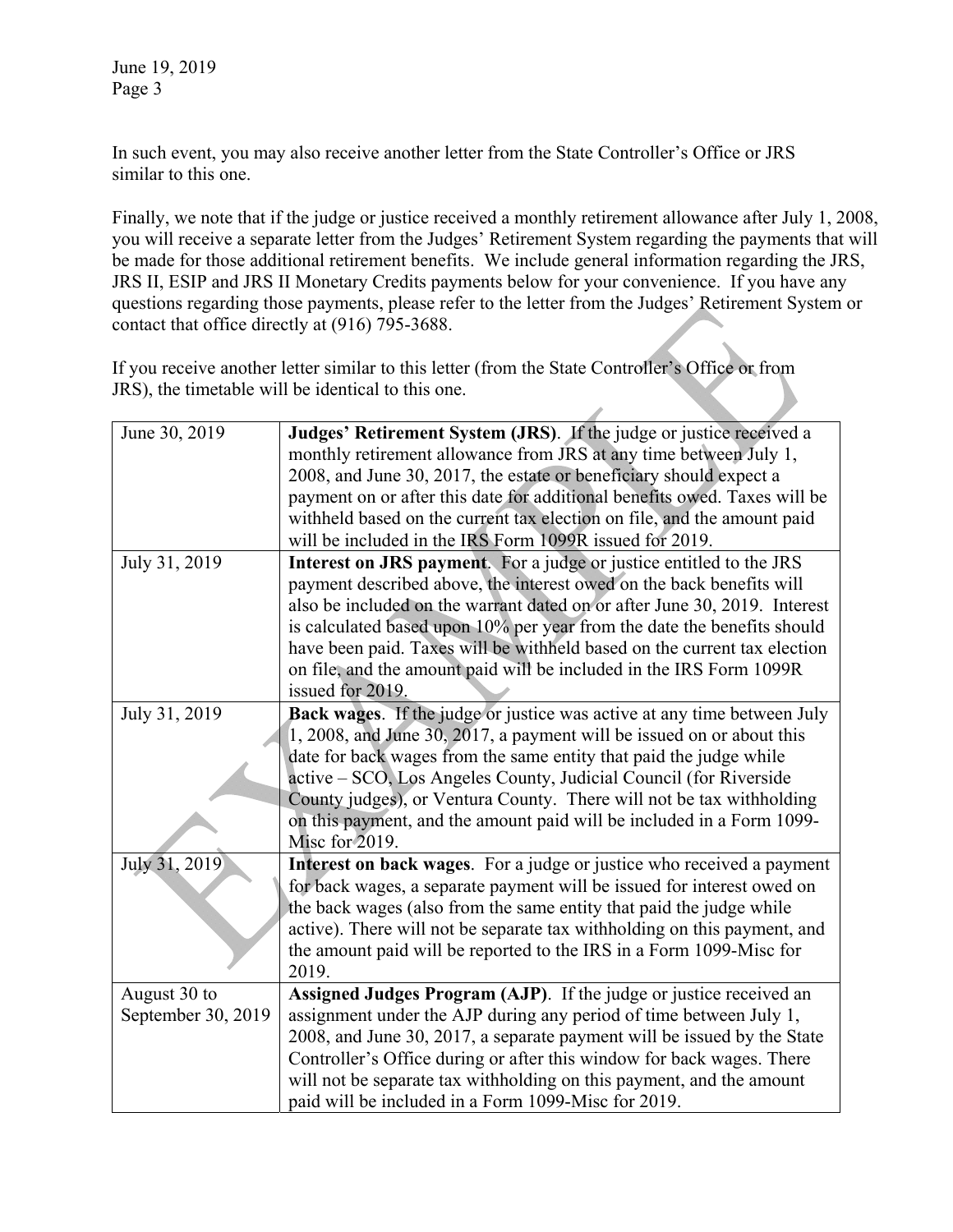In such event, you may also receive another letter from the State Controller's Office or JRS similar to this one.

Finally, we note that if the judge or justice received a monthly retirement allowance after July 1, 2008, you will receive a separate letter from the Judges' Retirement System regarding the payments that will be made for those additional retirement benefits. We include general information regarding the JRS, JRS II, ESIP and JRS II Monetary Credits payments below for your convenience. If you have any questions regarding those payments, please refer to the letter from the Judges' Retirement System or contact that office directly at (916) 795-3688.

If you receive another letter similar to this letter (from the State Controller's Office or from JRS), the timetable will be identical to this one.

| | |
|---|---|
| June 30, 2019 | **Judges' Retirement System (JRS)**. If the judge or justice received a monthly retirement allowance from JRS at any time between July 1, 2008, and June 30, 2017, the estate or beneficiary should expect a payment on or after this date for additional benefits owed. Taxes will be withheld based on the current tax election on file, and the amount paid will be included in the IRS Form 1099R issued for 2019. |
| July 31, 2019 | **Interest on JRS payment**. For a judge or justice entitled to the JRS payment described above, the interest owed on the back benefits will also be included on the warrant dated on or after June 30, 2019. Interest is calculated based upon 10% per year from the date the benefits should have been paid. Taxes will be withheld based on the current tax election on file, and the amount paid will be included in the IRS Form 1099R issued for 2019. |
| July 31, 2019 | **Back wages**. If the judge or justice was active at any time between July 1, 2008, and June 30, 2017, a payment will be issued on or about this date for back wages from the same entity that paid the judge while active – SCO, Los Angeles County, Judicial Council (for Riverside County judges), or Ventura County. There will not be tax withholding on this payment, and the amount paid will be included in a Form 1099-Misc for 2019. |
| July 31, 2019 | **Interest on back wages**. For a judge or justice who received a payment for back wages, a separate payment will be issued for interest owed on the back wages (also from the same entity that paid the judge while active). There will not be separate tax withholding on this payment, and the amount paid will be reported to the IRS in a Form 1099-Misc for 2019. |
| August 30 to September 30, 2019 | **Assigned Judges Program (AJP)**. If the judge or justice received an assignment under the AJP during any period of time between July 1, 2008, and June 30, 2017, a separate payment will be issued by the State Controller's Office during or after this window for back wages. There will not be separate tax withholding on this payment, and the amount paid will be included in a Form 1099-Misc for 2019. |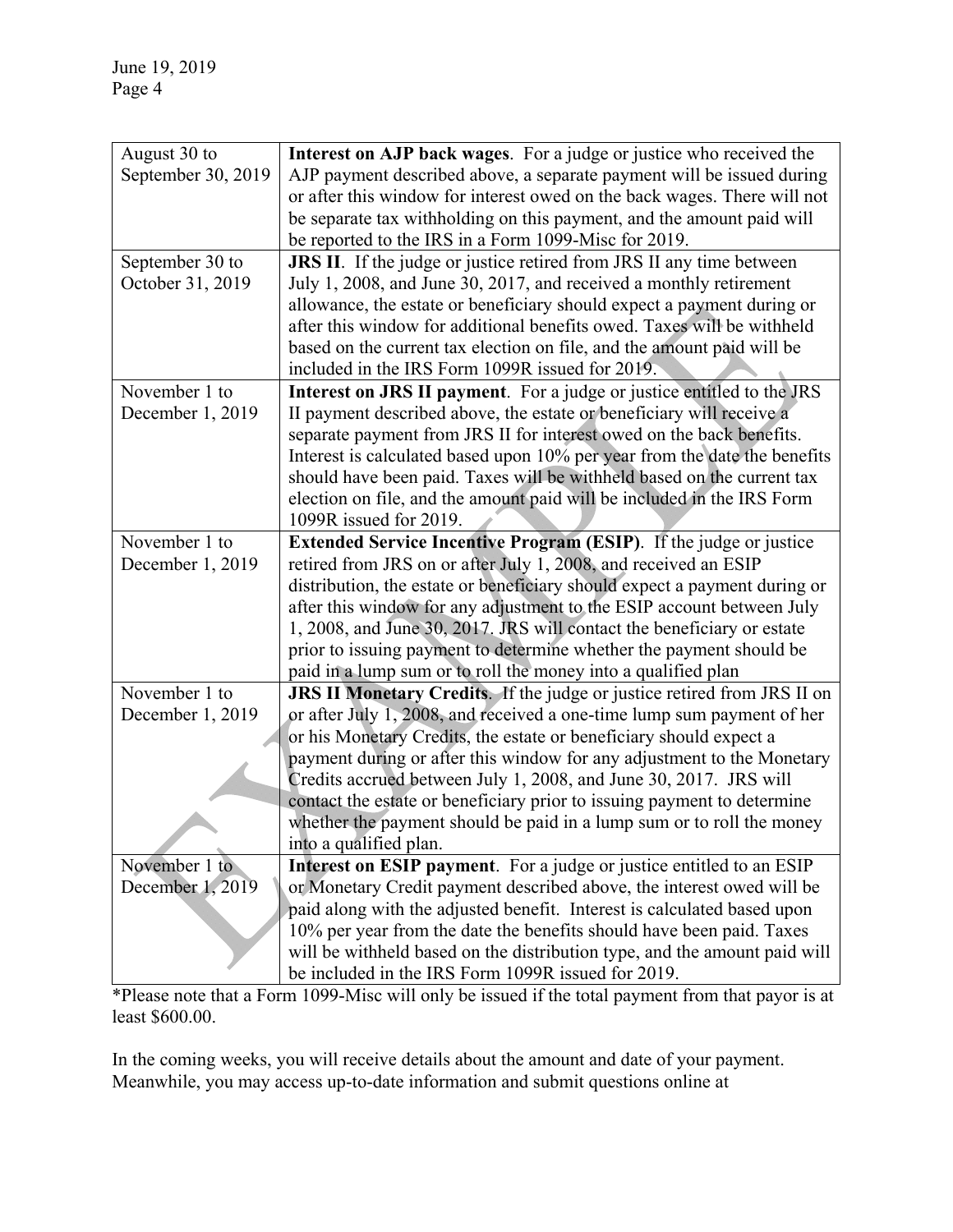| | |
|---|---|
| August 30 to September 30, 2019 | **Interest on AJP back wages**. For a judge or justice who received the AJP payment described above, a separate payment will be issued during or after this window for interest owed on the back wages. There will not be separate tax withholding on this payment, and the amount paid will be reported to the IRS in a Form 1099-Misc for 2019. |
| September 30 to October 31, 2019 | **JRS II**. If the judge or justice retired from JRS II any time between July 1, 2008, and June 30, 2017, and received a monthly retirement allowance, the estate or beneficiary should expect a payment during or after this window for additional benefits owed. Taxes will be withheld based on the current tax election on file, and the amount paid will be included in the IRS Form 1099R issued for 2019. |
| November 1 to December 1, 2019 | **Interest on JRS II payment**. For a judge or justice entitled to the JRS II payment described above, the estate or beneficiary will receive a separate payment from JRS II for interest owed on the back benefits. Interest is calculated based upon 10% per year from the date the benefits should have been paid. Taxes will be withheld based on the current tax election on file, and the amount paid will be included in the IRS Form 1099R issued for 2019. |
| November 1 to December 1, 2019 | **Extended Service Incentive Program (ESIP)**. If the judge or justice retired from JRS on or after July 1, 2008, and received an ESIP distribution, the estate or beneficiary should expect a payment during or after this window for any adjustment to the ESIP account between July 1, 2008, and June 30, 2017. JRS will contact the beneficiary or estate prior to issuing payment to determine whether the payment should be paid in a lump sum or to roll the money into a qualified plan |
| November 1 to December 1, 2019 | **JRS II Monetary Credits**. If the judge or justice retired from JRS II on or after July 1, 2008, and received a one-time lump sum payment of her or his Monetary Credits, the estate or beneficiary should expect a payment during or after this window for any adjustment to the Monetary Credits accrued between July 1, 2008, and June 30, 2017. JRS will contact the estate or beneficiary prior to issuing payment to determine whether the payment should be paid in a lump sum or to roll the money into a qualified plan. |
| November 1 to December 1, 2019 | **Interest on ESIP payment**. For a judge or justice entitled to an ESIP or Monetary Credit payment described above, the interest owed will be paid along with the adjusted benefit. Interest is calculated based upon 10% per year from the date the benefits should have been paid. Taxes will be withheld based on the distribution type, and the amount paid will be included in the IRS Form 1099R issued for 2019. |

*Please note that a Form 1099-Misc will only be issued if the total payment from that payor is at least $600.00.

In the coming weeks, you will receive details about the amount and date of your payment. Meanwhile, you may access up-to-date information and submit questions online at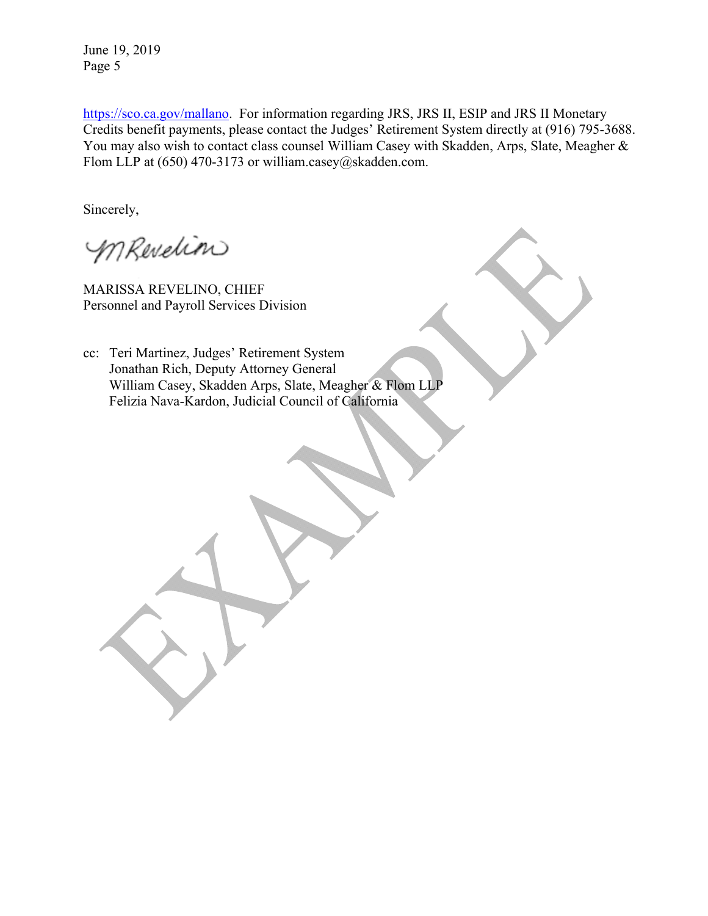https://sco.ca.gov/mallano. For information regarding JRS, JRS II, ESIP and JRS II Monetary Credits benefit payments, please contact the Judges' Retirement System directly at (916) 795-3688. You may also wish to contact class counsel William Casey with Skadden, Arps, Slate, Meagher & Flom LLP at (650) 470-3173 or william.casey@skadden.com.

Sincerely,

MRevelino

MARISSA REVELINO, CHIEF
Personnel and Payroll Services Division

cc: Teri Martinez, Judges' Retirement System
Jonathan Rich, Deputy Attorney General
William Casey, Skadden Arps, Slate, Meagher & Flom LLP
Felizia Nava-Kardon, Judicial Council of California

EXAMPLE